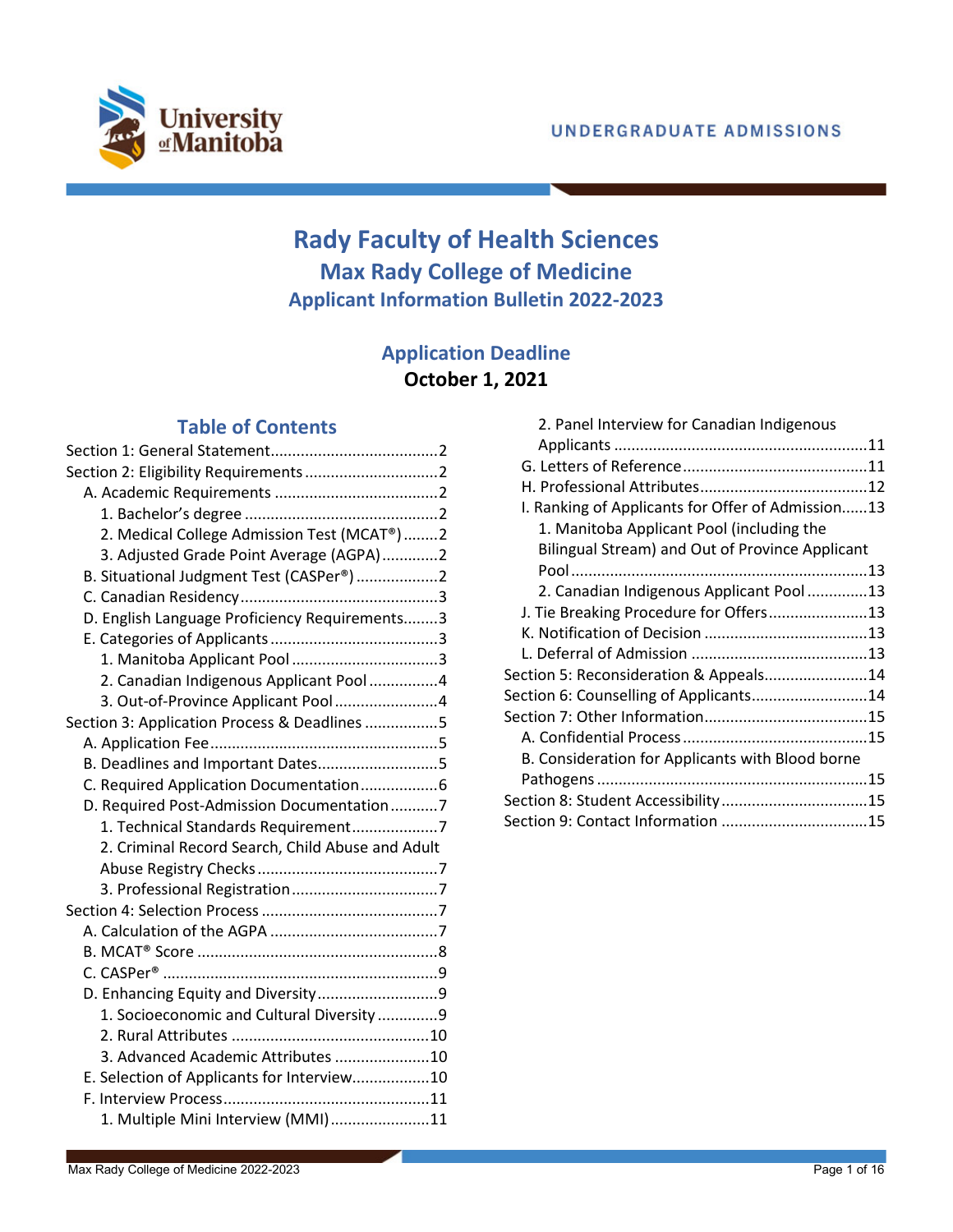UNDERGRADUATE ADMISSIONS

# Rady Faculty of Health Sciences

## Max Rady College of Medicine

### Applicant Information Bulletin 2022-2023

## Application Deadline

**October 1, 2021**

## Table of Contents

- Section 1: General Statement....................................2
- Section 2: Eligibility Requirements ..............................2
  - A. Academic Requirements .....................................2
    - 1. Bachelor's degree ............................................2
    - 2. Medical College Admission Test (MCAT®) ........2
    - 3. Adjusted Grade Point Average (AGPA) .............2
  - B. Situational Judgment Test (CASPer®) ...................2
  - C. Canadian Residency.............................................3
  - D. English Language Proficiency Requirements........3
  - E. Categories of Applicants ......................................3
    - 1. Manitoba Applicant Pool ..................................3
    - 2. Canadian Indigenous Applicant Pool ................4
    - 3. Out-of-Province Applicant Pool ........................4
- Section 3: Application Process & Deadlines .................5
  - A. Application Fee....................................................5
  - B. Deadlines and Important Dates............................5
  - C. Required Application Documentation..................6
  - D. Required Post-Admission Documentation ...........7
    - 1. Technical Standards Requirement ....................7
    - 2. Criminal Record Search, Child Abuse and Adult Abuse Registry Checks ..........................................7
    - 3. Professional Registration ..................................7
- Section 4: Selection Process .........................................7
  - A. Calculation of the AGPA ......................................7
  - B. MCAT® Score .......................................................8
  - C. CASPer® ...............................................................9
  - D. Enhancing Equity and Diversity............................9
    - 1. Socioeconomic and Cultural Diversity ..............9
    - 2. Rural Attributes .............................................10
    - 3. Advanced Academic Attributes ......................10
  - E. Selection of Applicants for Interview..................10
  - F. Interview Process...............................................11
    - 1. Multiple Mini Interview (MMI) .......................11
    - 2. Panel Interview for Canadian Indigenous Applicants ..........................................................11
  - G. Letters of Reference ...........................................11
  - H. Professional Attributes.......................................12
  - I. Ranking of Applicants for Offer of Admission......13
    - 1. Manitoba Applicant Pool (including the Bilingual Stream) and Out of Province Applicant Pool .....................................................................13
    - 2. Canadian Indigenous Applicant Pool .............13
  - J. Tie Breaking Procedure for Offers.......................13
  - K. Notification of Decision .....................................13
  - L. Deferral of Admission .........................................13
- Section 5: Reconsideration & Appeals........................14
- Section 6: Counselling of Applicants...........................14
- Section 7: Other Information.....................................15
  - A. Confidential Process ..........................................15
  - B. Consideration for Applicants with Blood borne Pathogens ..............................................................15
- Section 8: Student Accessibility ..................................15
- Section 9: Contact Information ..................................15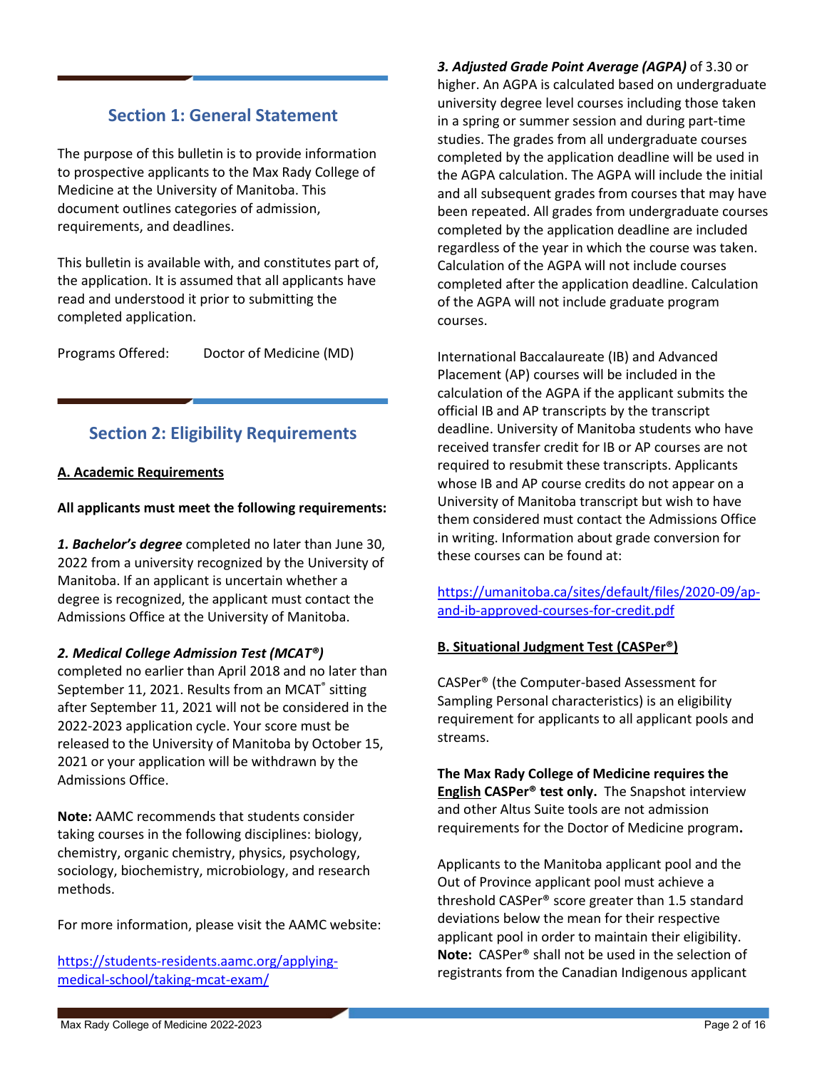## Section 1: General Statement

The purpose of this bulletin is to provide information to prospective applicants to the Max Rady College of Medicine at the University of Manitoba. This document outlines categories of admission, requirements, and deadlines.

This bulletin is available with, and constitutes part of, the application. It is assumed that all applicants have read and understood it prior to submitting the completed application.

Programs Offered: Doctor of Medicine (MD)

## Section 2: Eligibility Requirements

### A. Academic Requirements

**All applicants must meet the following requirements:**

***1. Bachelor's degree*** completed no later than June 30, 2022 from a university recognized by the University of Manitoba. If an applicant is uncertain whether a degree is recognized, the applicant must contact the Admissions Office at the University of Manitoba.

***2. Medical College Admission Test (MCAT®)*** completed no earlier than April 2018 and no later than September 11, 2021. Results from an MCAT® sitting after September 11, 2021 will not be considered in the 2022-2023 application cycle. Your score must be released to the University of Manitoba by October 15, 2021 or your application will be withdrawn by the Admissions Office.

**Note:** AAMC recommends that students consider taking courses in the following disciplines: biology, chemistry, organic chemistry, physics, psychology, sociology, biochemistry, microbiology, and research methods.

For more information, please visit the AAMC website:

https://students-residents.aamc.org/applying-medical-school/taking-mcat-exam/

***3. Adjusted Grade Point Average (AGPA)*** of 3.30 or higher. An AGPA is calculated based on undergraduate university degree level courses including those taken in a spring or summer session and during part-time studies. The grades from all undergraduate courses completed by the application deadline will be used in the AGPA calculation. The AGPA will include the initial and all subsequent grades from courses that may have been repeated. All grades from undergraduate courses completed by the application deadline are included regardless of the year in which the course was taken. Calculation of the AGPA will not include courses completed after the application deadline. Calculation of the AGPA will not include graduate program courses.

International Baccalaureate (IB) and Advanced Placement (AP) courses will be included in the calculation of the AGPA if the applicant submits the official IB and AP transcripts by the transcript deadline. University of Manitoba students who have received transfer credit for IB or AP courses are not required to resubmit these transcripts. Applicants whose IB and AP course credits do not appear on a University of Manitoba transcript but wish to have them considered must contact the Admissions Office in writing. Information about grade conversion for these courses can be found at:

https://umanitoba.ca/sites/default/files/2020-09/ap-and-ib-approved-courses-for-credit.pdf

### B. Situational Judgment Test (CASPer®)

CASPer® (the Computer-based Assessment for Sampling Personal characteristics) is an eligibility requirement for applicants to all applicant pools and streams.

**The Max Rady College of Medicine requires the English CASPer® test only.** The Snapshot interview and other Altus Suite tools are not admission requirements for the Doctor of Medicine program**.**

Applicants to the Manitoba applicant pool and the Out of Province applicant pool must achieve a threshold CASPer® score greater than 1.5 standard deviations below the mean for their respective applicant pool in order to maintain their eligibility. **Note:** CASPer® shall not be used in the selection of registrants from the Canadian Indigenous applicant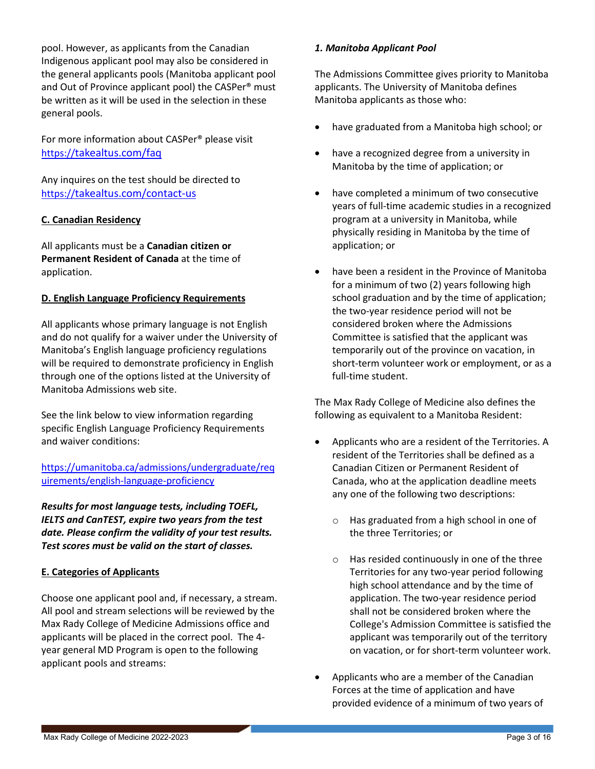pool. However, as applicants from the Canadian Indigenous applicant pool may also be considered in the general applicants pools (Manitoba applicant pool and Out of Province applicant pool) the CASPer® must be written as it will be used in the selection in these general pools.

For more information about CASPer® please visit [https://takealtus.com/faq](https://takealtus.com/faq)

Any inquires on the test should be directed to [https://takealtus.com/contact-us](https://takealtus.com/contact-us)

## C. Canadian Residency

All applicants must be a **Canadian citizen or Permanent Resident of Canada** at the time of application.

## D. English Language Proficiency Requirements

All applicants whose primary language is not English and do not qualify for a waiver under the University of Manitoba's English language proficiency regulations will be required to demonstrate proficiency in English through one of the options listed at the University of Manitoba Admissions web site.

See the link below to view information regarding specific English Language Proficiency Requirements and waiver conditions:

[https://umanitoba.ca/admissions/undergraduate/requirements/english-language-proficiency](https://umanitoba.ca/admissions/undergraduate/requirements/english-language-proficiency)

***Results for most language tests, including TOEFL, IELTS and CanTEST, expire two years from the test date. Please confirm the validity of your test results. Test scores must be valid on the start of classes.***

## E. Categories of Applicants

Choose one applicant pool and, if necessary, a stream. All pool and stream selections will be reviewed by the Max Rady College of Medicine Admissions office and applicants will be placed in the correct pool. The 4-year general MD Program is open to the following applicant pools and streams:

### *1. Manitoba Applicant Pool*

The Admissions Committee gives priority to Manitoba applicants. The University of Manitoba defines Manitoba applicants as those who:

- have graduated from a Manitoba high school; or
- have a recognized degree from a university in Manitoba by the time of application; or
- have completed a minimum of two consecutive years of full-time academic studies in a recognized program at a university in Manitoba, while physically residing in Manitoba by the time of application; or
- have been a resident in the Province of Manitoba for a minimum of two (2) years following high school graduation and by the time of application; the two-year residence period will not be considered broken where the Admissions Committee is satisfied that the applicant was temporarily out of the province on vacation, in short-term volunteer work or employment, or as a full-time student.

The Max Rady College of Medicine also defines the following as equivalent to a Manitoba Resident:

- Applicants who are a resident of the Territories. A resident of the Territories shall be defined as a Canadian Citizen or Permanent Resident of Canada, who at the application deadline meets any one of the following two descriptions:
    - Has graduated from a high school in one of the three Territories; or
    - Has resided continuously in one of the three Territories for any two-year period following high school attendance and by the time of application. The two-year residence period shall not be considered broken where the College's Admission Committee is satisfied the applicant was temporarily out of the territory on vacation, or for short-term volunteer work.
- Applicants who are a member of the Canadian Forces at the time of application and have provided evidence of a minimum of two years of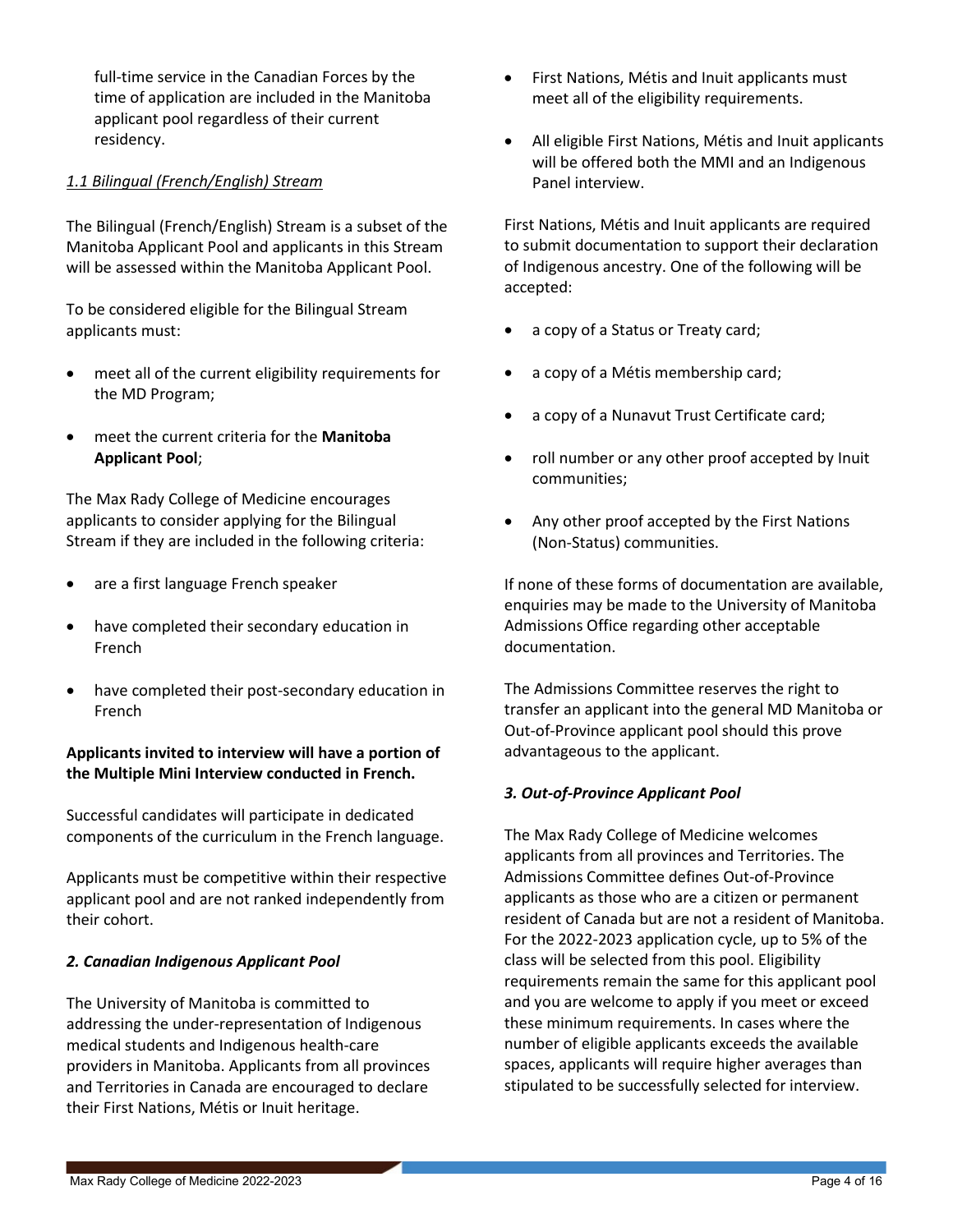full-time service in the Canadian Forces by the time of application are included in the Manitoba applicant pool regardless of their current residency.

*1.1 Bilingual (French/English) Stream*

The Bilingual (French/English) Stream is a subset of the Manitoba Applicant Pool and applicants in this Stream will be assessed within the Manitoba Applicant Pool.

To be considered eligible for the Bilingual Stream applicants must:

- meet all of the current eligibility requirements for the MD Program;
- meet the current criteria for the **Manitoba Applicant Pool**;

The Max Rady College of Medicine encourages applicants to consider applying for the Bilingual Stream if they are included in the following criteria:

- are a first language French speaker
- have completed their secondary education in French
- have completed their post-secondary education in French

**Applicants invited to interview will have a portion of the Multiple Mini Interview conducted in French.**

Successful candidates will participate in dedicated components of the curriculum in the French language.

Applicants must be competitive within their respective applicant pool and are not ranked independently from their cohort.

### *2. Canadian Indigenous Applicant Pool*

The University of Manitoba is committed to addressing the under-representation of Indigenous medical students and Indigenous health-care providers in Manitoba. Applicants from all provinces and Territories in Canada are encouraged to declare their First Nations, Métis or Inuit heritage.

- First Nations, Métis and Inuit applicants must meet all of the eligibility requirements.
- All eligible First Nations, Métis and Inuit applicants will be offered both the MMI and an Indigenous Panel interview.

First Nations, Métis and Inuit applicants are required to submit documentation to support their declaration of Indigenous ancestry. One of the following will be accepted:

- a copy of a Status or Treaty card;
- a copy of a Métis membership card;
- a copy of a Nunavut Trust Certificate card;
- roll number or any other proof accepted by Inuit communities;
- Any other proof accepted by the First Nations (Non-Status) communities.

If none of these forms of documentation are available, enquiries may be made to the University of Manitoba Admissions Office regarding other acceptable documentation.

The Admissions Committee reserves the right to transfer an applicant into the general MD Manitoba or Out-of-Province applicant pool should this prove advantageous to the applicant.

### *3. Out-of-Province Applicant Pool*

The Max Rady College of Medicine welcomes applicants from all provinces and Territories. The Admissions Committee defines Out-of-Province applicants as those who are a citizen or permanent resident of Canada but are not a resident of Manitoba. For the 2022-2023 application cycle, up to 5% of the class will be selected from this pool. Eligibility requirements remain the same for this applicant pool and you are welcome to apply if you meet or exceed these minimum requirements. In cases where the number of eligible applicants exceeds the available spaces, applicants will require higher averages than stipulated to be successfully selected for interview.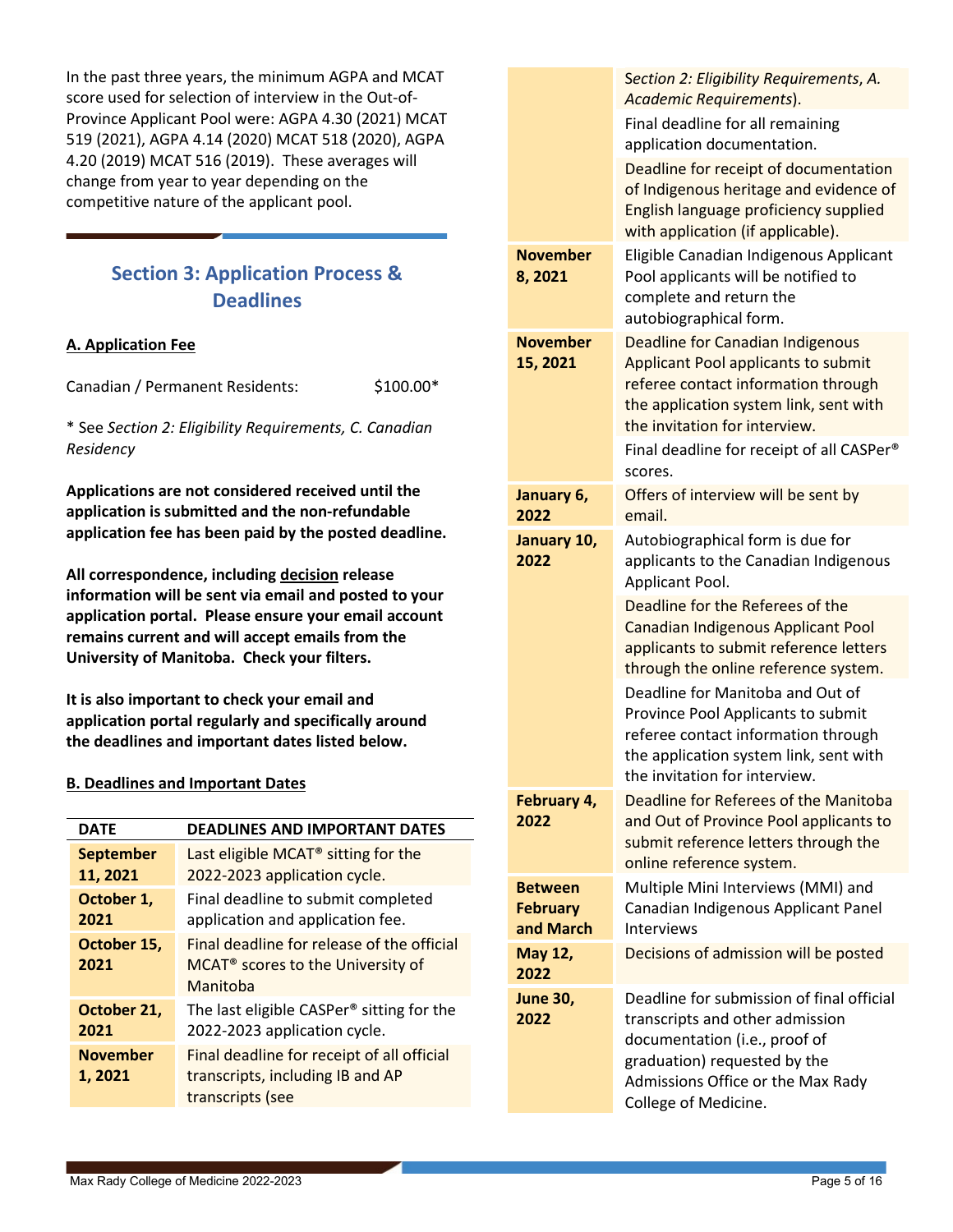In the past three years, the minimum AGPA and MCAT score used for selection of interview in the Out-of-Province Applicant Pool were: AGPA 4.30 (2021) MCAT 519 (2021), AGPA 4.14 (2020) MCAT 518 (2020), AGPA 4.20 (2019) MCAT 516 (2019). These averages will change from year to year depending on the competitive nature of the applicant pool.

## Section 3: Application Process & Deadlines

### A. Application Fee

Canadian / Permanent Residents: $100.00*

* See *Section 2: Eligibility Requirements, C. Canadian Residency*

**Applications are not considered received until the application is submitted and the non-refundable application fee has been paid by the posted deadline.**

**All correspondence, including decision release information will be sent via email and posted to your application portal. Please ensure your email account remains current and will accept emails from the University of Manitoba. Check your filters.**

**It is also important to check your email and application portal regularly and specifically around the deadlines and important dates listed below.**

### B. Deadlines and Important Dates

| DATE | DEADLINES AND IMPORTANT DATES |
|---|---|
| **September 11, 2021** | Last eligible MCAT® sitting for the 2022-2023 application cycle. |
| **October 1, 2021** | Final deadline to submit completed application and application fee. |
| **October 15, 2021** | Final deadline for release of the official MCAT® scores to the University of Manitoba |
| **October 21, 2021** | The last eligible CASPer® sitting for the 2022-2023 application cycle. |
| **November 1, 2021** | Final deadline for receipt of all official transcripts, including IB and AP transcripts (see *Section 2: Eligibility Requirements*, *A. Academic Requirements*).<br>Final deadline for all remaining application documentation.<br>Deadline for receipt of documentation of Indigenous heritage and evidence of English language proficiency supplied with application (if applicable). |
| **November 8, 2021** | Eligible Canadian Indigenous Applicant Pool applicants will be notified to complete and return the autobiographical form. |
| **November 15, 2021** | Deadline for Canadian Indigenous Applicant Pool applicants to submit referee contact information through the application system link, sent with the invitation for interview.<br>Final deadline for receipt of all CASPer® scores. |
| **January 6, 2022** | Offers of interview will be sent by email. |
| **January 10, 2022** | Autobiographical form is due for applicants to the Canadian Indigenous Applicant Pool.<br>Deadline for the Referees of the Canadian Indigenous Applicant Pool applicants to submit reference letters through the online reference system.<br>Deadline for Manitoba and Out of Province Pool Applicants to submit referee contact information through the application system link, sent with the invitation for interview. |
| **February 4, 2022** | Deadline for Referees of the Manitoba and Out of Province Pool applicants to submit reference letters through the online reference system. |
| **Between February and March** | Multiple Mini Interviews (MMI) and Canadian Indigenous Applicant Panel Interviews |
| **May 12, 2022** | Decisions of admission will be posted |
| **June 30, 2022** | Deadline for submission of final official transcripts and other admission documentation (i.e., proof of graduation) requested by the Admissions Office or the Max Rady College of Medicine. |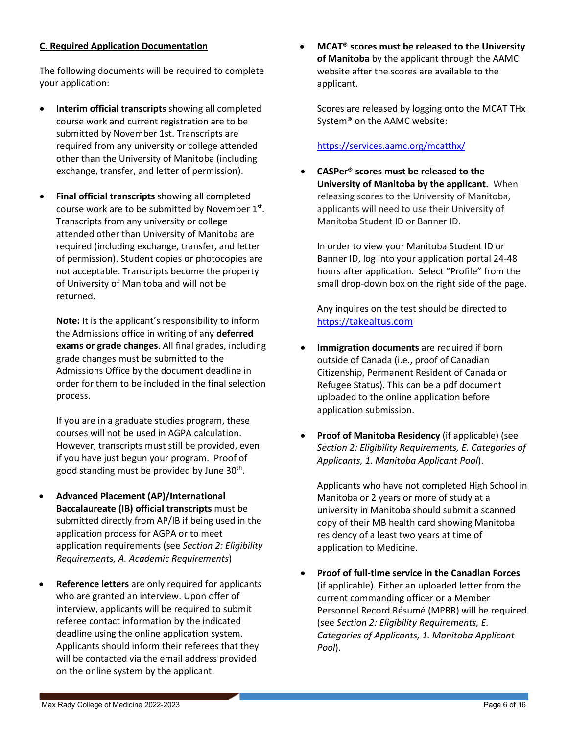**C. Required Application Documentation**

The following documents will be required to complete your application:

- **Interim official transcripts** showing all completed course work and current registration are to be submitted by November 1st. Transcripts are required from any university or college attended other than the University of Manitoba (including exchange, transfer, and letter of permission).

- **Final official transcripts** showing all completed course work are to be submitted by November 1st. Transcripts from any university or college attended other than University of Manitoba are required (including exchange, transfer, and letter of permission). Student copies or photocopies are not acceptable. Transcripts become the property of University of Manitoba and will not be returned.

  **Note:** It is the applicant's responsibility to inform the Admissions office in writing of any **deferred exams or grade changes**. All final grades, including grade changes must be submitted to the Admissions Office by the document deadline in order for them to be included in the final selection process.

  If you are in a graduate studies program, these courses will not be used in AGPA calculation. However, transcripts must still be provided, even if you have just begun your program. Proof of good standing must be provided by June 30th.

- **Advanced Placement (AP)/International Baccalaureate (IB) official transcripts** must be submitted directly from AP/IB if being used in the application process for AGPA or to meet application requirements (see *Section 2: Eligibility Requirements, A. Academic Requirements*)

- **Reference letters** are only required for applicants who are granted an interview. Upon offer of interview, applicants will be required to submit referee contact information by the indicated deadline using the online application system. Applicants should inform their referees that they will be contacted via the email address provided on the online system by the applicant.

- **MCAT® scores must be released to the University of Manitoba** by the applicant through the AAMC website after the scores are available to the applicant.

  Scores are released by logging onto the MCAT THx System® on the AAMC website:

  https://services.aamc.org/mcatthx/

- **CASPer® scores must be released to the University of Manitoba by the applicant.** When releasing scores to the University of Manitoba, applicants will need to use their University of Manitoba Student ID or Banner ID.

  In order to view your Manitoba Student ID or Banner ID, log into your application portal 24-48 hours after application. Select "Profile" from the small drop-down box on the right side of the page.

  Any inquires on the test should be directed to https://takealtus.com

- **Immigration documents** are required if born outside of Canada (i.e., proof of Canadian Citizenship, Permanent Resident of Canada or Refugee Status). This can be a pdf document uploaded to the online application before application submission.

- **Proof of Manitoba Residency** (if applicable) (see *Section 2: Eligibility Requirements, E. Categories of Applicants, 1. Manitoba Applicant Pool*).

  Applicants who have not completed High School in Manitoba or 2 years or more of study at a university in Manitoba should submit a scanned copy of their MB health card showing Manitoba residency of a least two years at time of application to Medicine.

- **Proof of full-time service in the Canadian Forces** (if applicable). Either an uploaded letter from the current commanding officer or a Member Personnel Record Résumé (MPRR) will be required (see *Section 2: Eligibility Requirements, E. Categories of Applicants, 1. Manitoba Applicant Pool*).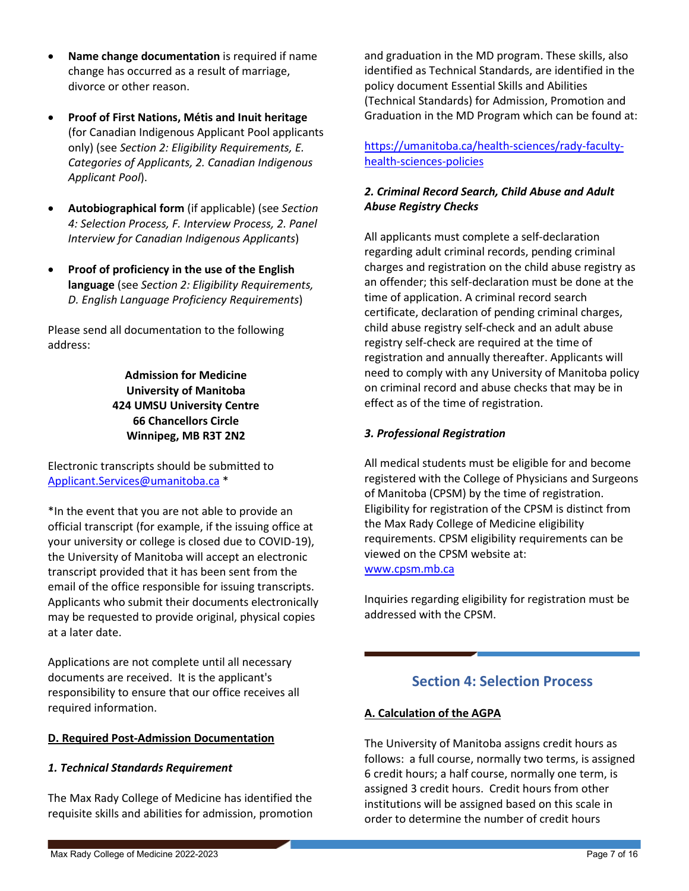- **Name change documentation** is required if name change has occurred as a result of marriage, divorce or other reason.

- **Proof of First Nations, Métis and Inuit heritage** (for Canadian Indigenous Applicant Pool applicants only) (see *Section 2: Eligibility Requirements, E. Categories of Applicants, 2. Canadian Indigenous Applicant Pool*).

- **Autobiographical form** (if applicable) (see *Section 4: Selection Process, F. Interview Process, 2. Panel Interview for Canadian Indigenous Applicants*)

- **Proof of proficiency in the use of the English language** (see *Section 2: Eligibility Requirements, D. English Language Proficiency Requirements*)

Please send all documentation to the following address:

**Admission for Medicine**
**University of Manitoba**
**424 UMSU University Centre**
**66 Chancellors Circle**
**Winnipeg, MB R3T 2N2**

Electronic transcripts should be submitted to Applicant.Services@umanitoba.ca *

*In the event that you are not able to provide an official transcript (for example, if the issuing office at your university or college is closed due to COVID-19), the University of Manitoba will accept an electronic transcript provided that it has been sent from the email of the office responsible for issuing transcripts. Applicants who submit their documents electronically may be requested to provide original, physical copies at a later date.

Applications are not complete until all necessary documents are received. It is the applicant's responsibility to ensure that our office receives all required information.

### D. Required Post-Admission Documentation

#### *1. Technical Standards Requirement*

The Max Rady College of Medicine has identified the requisite skills and abilities for admission, promotion and graduation in the MD program. These skills, also identified as Technical Standards, are identified in the policy document Essential Skills and Abilities (Technical Standards) for Admission, Promotion and Graduation in the MD Program which can be found at:

https://umanitoba.ca/health-sciences/rady-faculty-health-sciences-policies

#### *2. Criminal Record Search, Child Abuse and Adult Abuse Registry Checks*

All applicants must complete a self-declaration regarding adult criminal records, pending criminal charges and registration on the child abuse registry as an offender; this self-declaration must be done at the time of application. A criminal record search certificate, declaration of pending criminal charges, child abuse registry self-check and an adult abuse registry self-check are required at the time of registration and annually thereafter. Applicants will need to comply with any University of Manitoba policy on criminal record and abuse checks that may be in effect as of the time of registration.

#### *3. Professional Registration*

All medical students must be eligible for and become registered with the College of Physicians and Surgeons of Manitoba (CPSM) by the time of registration. Eligibility for registration of the CPSM is distinct from the Max Rady College of Medicine eligibility requirements. CPSM eligibility requirements can be viewed on the CPSM website at: www.cpsm.mb.ca

Inquiries regarding eligibility for registration must be addressed with the CPSM.

## Section 4: Selection Process

### A. Calculation of the AGPA

The University of Manitoba assigns credit hours as follows: a full course, normally two terms, is assigned 6 credit hours; a half course, normally one term, is assigned 3 credit hours. Credit hours from other institutions will be assigned based on this scale in order to determine the number of credit hours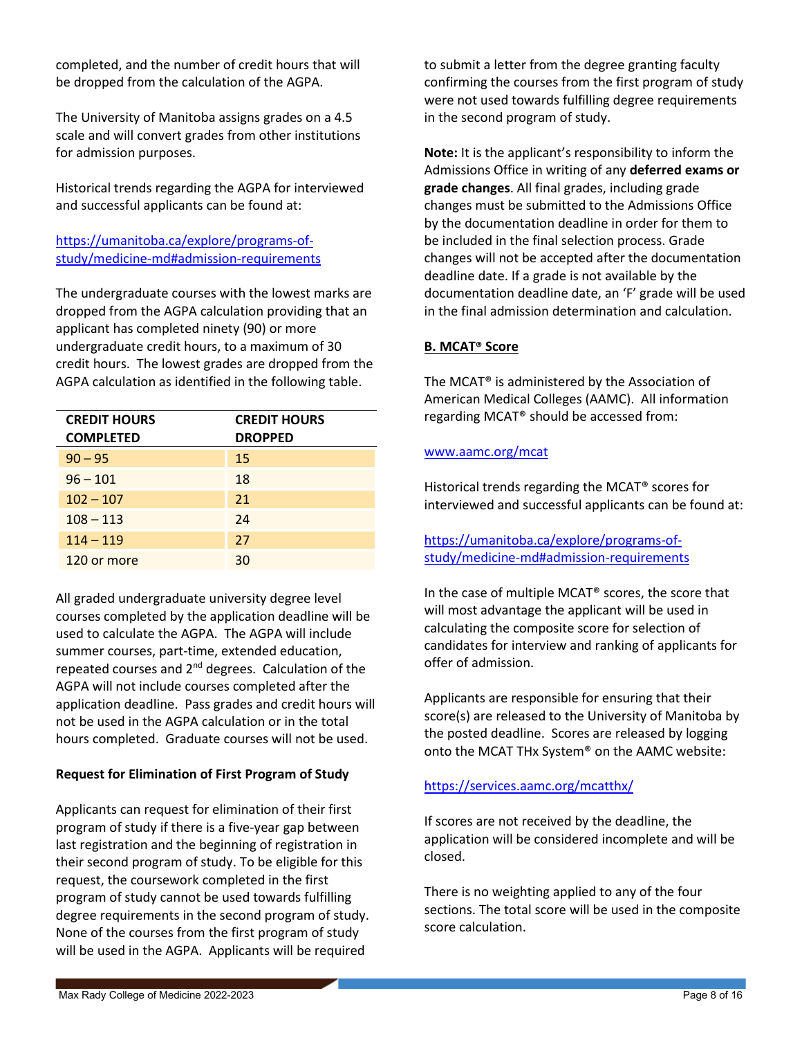completed, and the number of credit hours that will be dropped from the calculation of the AGPA.

The University of Manitoba assigns grades on a 4.5 scale and will convert grades from other institutions for admission purposes.

Historical trends regarding the AGPA for interviewed and successful applicants can be found at:

https://umanitoba.ca/explore/programs-of-study/medicine-md#admission-requirements

The undergraduate courses with the lowest marks are dropped from the AGPA calculation providing that an applicant has completed ninety (90) or more undergraduate credit hours, to a maximum of 30 credit hours. The lowest grades are dropped from the AGPA calculation as identified in the following table.

| CREDIT HOURS COMPLETED | CREDIT HOURS DROPPED |
|---|---|
| 90 – 95 | 15 |
| 96 – 101 | 18 |
| 102 – 107 | 21 |
| 108 – 113 | 24 |
| 114 – 119 | 27 |
| 120 or more | 30 |

All graded undergraduate university degree level courses completed by the application deadline will be used to calculate the AGPA. The AGPA will include summer courses, part-time, extended education, repeated courses and 2nd degrees. Calculation of the AGPA will not include courses completed after the application deadline. Pass grades and credit hours will not be used in the AGPA calculation or in the total hours completed. Graduate courses will not be used.

**Request for Elimination of First Program of Study**

Applicants can request for elimination of their first program of study if there is a five-year gap between last registration and the beginning of registration in their second program of study. To be eligible for this request, the coursework completed in the first program of study cannot be used towards fulfilling degree requirements in the second program of study. None of the courses from the first program of study will be used in the AGPA. Applicants will be required to submit a letter from the degree granting faculty confirming the courses from the first program of study were not used towards fulfilling degree requirements in the second program of study.

**Note:** It is the applicant's responsibility to inform the Admissions Office in writing of any **deferred exams or grade changes**. All final grades, including grade changes must be submitted to the Admissions Office by the documentation deadline in order for them to be included in the final selection process. Grade changes will not be accepted after the documentation deadline date. If a grade is not available by the documentation deadline date, an 'F' grade will be used in the final admission determination and calculation.

**B. MCAT® Score**

The MCAT® is administered by the Association of American Medical Colleges (AAMC). All information regarding MCAT® should be accessed from:

www.aamc.org/mcat

Historical trends regarding the MCAT® scores for interviewed and successful applicants can be found at:

https://umanitoba.ca/explore/programs-of-study/medicine-md#admission-requirements

In the case of multiple MCAT® scores, the score that will most advantage the applicant will be used in calculating the composite score for selection of candidates for interview and ranking of applicants for offer of admission.

Applicants are responsible for ensuring that their score(s) are released to the University of Manitoba by the posted deadline. Scores are released by logging onto the MCAT THx System® on the AAMC website:

https://services.aamc.org/mcatthx/

If scores are not received by the deadline, the application will be considered incomplete and will be closed.

There is no weighting applied to any of the four sections. The total score will be used in the composite score calculation.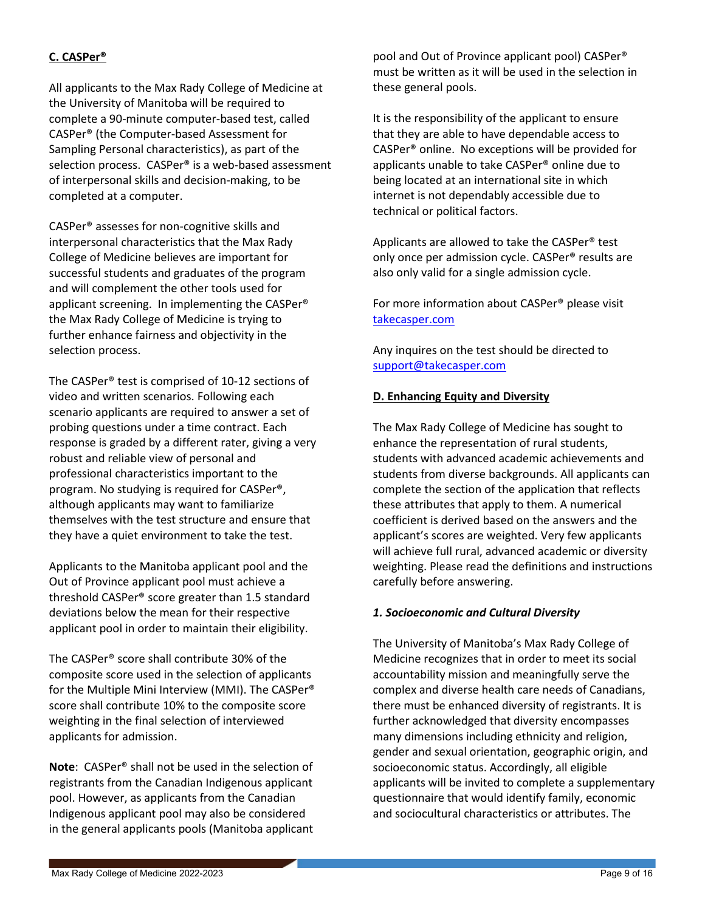**C. CASPer®**

All applicants to the Max Rady College of Medicine at the University of Manitoba will be required to complete a 90-minute computer-based test, called CASPer® (the Computer-based Assessment for Sampling Personal characteristics), as part of the selection process. CASPer® is a web-based assessment of interpersonal skills and decision-making, to be completed at a computer.

CASPer® assesses for non-cognitive skills and interpersonal characteristics that the Max Rady College of Medicine believes are important for successful students and graduates of the program and will complement the other tools used for applicant screening. In implementing the CASPer® the Max Rady College of Medicine is trying to further enhance fairness and objectivity in the selection process.

The CASPer® test is comprised of 10-12 sections of video and written scenarios. Following each scenario applicants are required to answer a set of probing questions under a time contract. Each response is graded by a different rater, giving a very robust and reliable view of personal and professional characteristics important to the program. No studying is required for CASPer®, although applicants may want to familiarize themselves with the test structure and ensure that they have a quiet environment to take the test.

Applicants to the Manitoba applicant pool and the Out of Province applicant pool must achieve a threshold CASPer® score greater than 1.5 standard deviations below the mean for their respective applicant pool in order to maintain their eligibility.

The CASPer® score shall contribute 30% of the composite score used in the selection of applicants for the Multiple Mini Interview (MMI). The CASPer® score shall contribute 10% to the composite score weighting in the final selection of interviewed applicants for admission.

**Note**: CASPer® shall not be used in the selection of registrants from the Canadian Indigenous applicant pool. However, as applicants from the Canadian Indigenous applicant pool may also be considered in the general applicants pools (Manitoba applicant pool and Out of Province applicant pool) CASPer® must be written as it will be used in the selection in these general pools.

It is the responsibility of the applicant to ensure that they are able to have dependable access to CASPer® online. No exceptions will be provided for applicants unable to take CASPer® online due to being located at an international site in which internet is not dependably accessible due to technical or political factors.

Applicants are allowed to take the CASPer® test only once per admission cycle. CASPer® results are also only valid for a single admission cycle.

For more information about CASPer® please visit [takecasper.com](takecasper.com)

Any inquires on the test should be directed to [support@takecasper.com](mailto:support@takecasper.com)

**D. Enhancing Equity and Diversity**

The Max Rady College of Medicine has sought to enhance the representation of rural students, students with advanced academic achievements and students from diverse backgrounds. All applicants can complete the section of the application that reflects these attributes that apply to them. A numerical coefficient is derived based on the answers and the applicant's scores are weighted. Very few applicants will achieve full rural, advanced academic or diversity weighting. Please read the definitions and instructions carefully before answering.

***1. Socioeconomic and Cultural Diversity***

The University of Manitoba's Max Rady College of Medicine recognizes that in order to meet its social accountability mission and meaningfully serve the complex and diverse health care needs of Canadians, there must be enhanced diversity of registrants. It is further acknowledged that diversity encompasses many dimensions including ethnicity and religion, gender and sexual orientation, geographic origin, and socioeconomic status. Accordingly, all eligible applicants will be invited to complete a supplementary questionnaire that would identify family, economic and sociocultural characteristics or attributes. The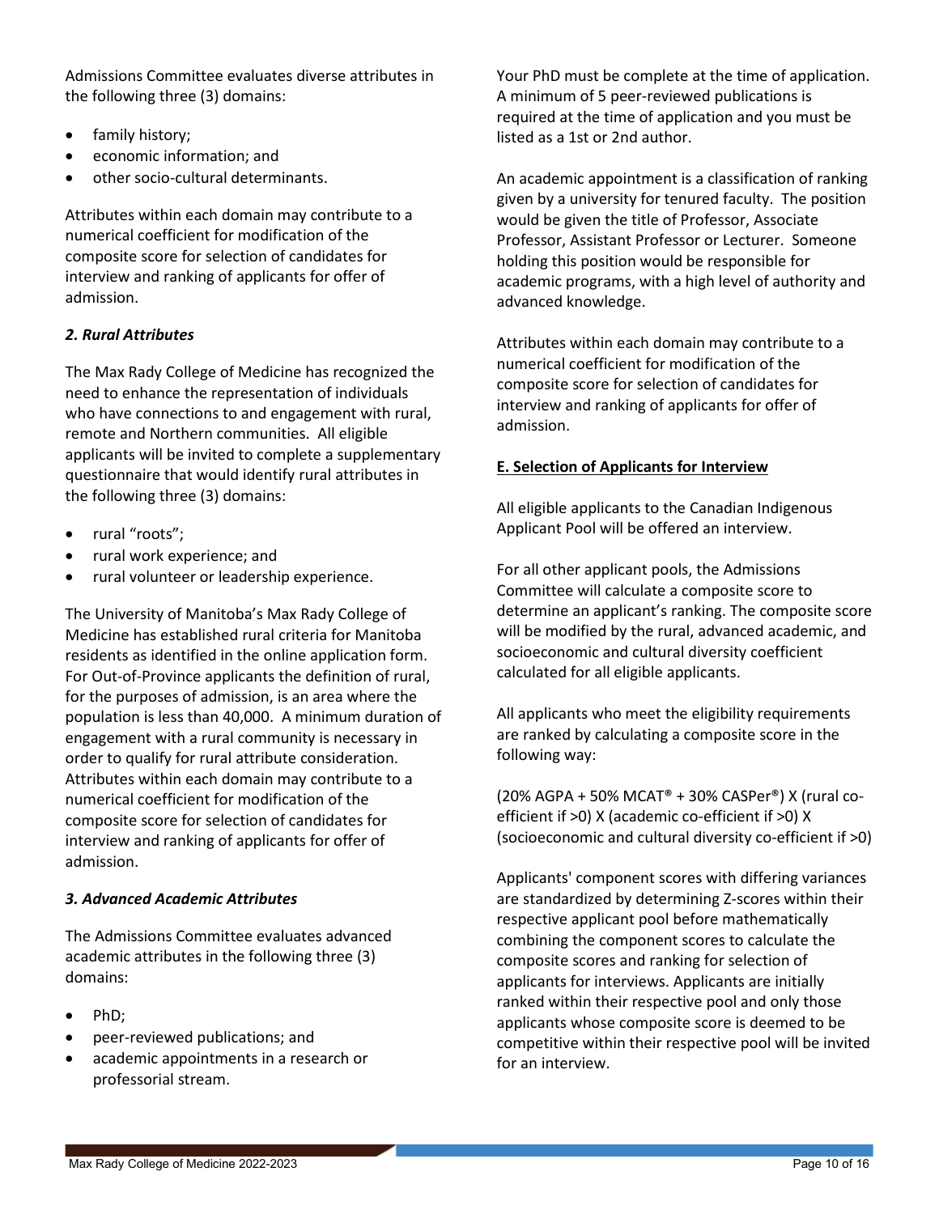Admissions Committee evaluates diverse attributes in the following three (3) domains:

- family history;
- economic information; and
- other socio-cultural determinants.

Attributes within each domain may contribute to a numerical coefficient for modification of the composite score for selection of candidates for interview and ranking of applicants for offer of admission.

### *2. Rural Attributes*

The Max Rady College of Medicine has recognized the need to enhance the representation of individuals who have connections to and engagement with rural, remote and Northern communities. All eligible applicants will be invited to complete a supplementary questionnaire that would identify rural attributes in the following three (3) domains:

- rural "roots";
- rural work experience; and
- rural volunteer or leadership experience.

The University of Manitoba's Max Rady College of Medicine has established rural criteria for Manitoba residents as identified in the online application form. For Out-of-Province applicants the definition of rural, for the purposes of admission, is an area where the population is less than 40,000. A minimum duration of engagement with a rural community is necessary in order to qualify for rural attribute consideration. Attributes within each domain may contribute to a numerical coefficient for modification of the composite score for selection of candidates for interview and ranking of applicants for offer of admission.

### *3. Advanced Academic Attributes*

The Admissions Committee evaluates advanced academic attributes in the following three (3) domains:

- PhD;
- peer-reviewed publications; and
- academic appointments in a research or professorial stream.

Your PhD must be complete at the time of application. A minimum of 5 peer-reviewed publications is required at the time of application and you must be listed as a 1st or 2nd author.

An academic appointment is a classification of ranking given by a university for tenured faculty. The position would be given the title of Professor, Associate Professor, Assistant Professor or Lecturer. Someone holding this position would be responsible for academic programs, with a high level of authority and advanced knowledge.

Attributes within each domain may contribute to a numerical coefficient for modification of the composite score for selection of candidates for interview and ranking of applicants for offer of admission.

## E. Selection of Applicants for Interview

All eligible applicants to the Canadian Indigenous Applicant Pool will be offered an interview.

For all other applicant pools, the Admissions Committee will calculate a composite score to determine an applicant's ranking. The composite score will be modified by the rural, advanced academic, and socioeconomic and cultural diversity coefficient calculated for all eligible applicants.

All applicants who meet the eligibility requirements are ranked by calculating a composite score in the following way:

(20% AGPA + 50% MCAT® + 30% CASPer®) X (rural co-efficient if >0) X (academic co-efficient if >0) X (socioeconomic and cultural diversity co-efficient if >0)

Applicants' component scores with differing variances are standardized by determining Z-scores within their respective applicant pool before mathematically combining the component scores to calculate the composite scores and ranking for selection of applicants for interviews. Applicants are initially ranked within their respective pool and only those applicants whose composite score is deemed to be competitive within their respective pool will be invited for an interview.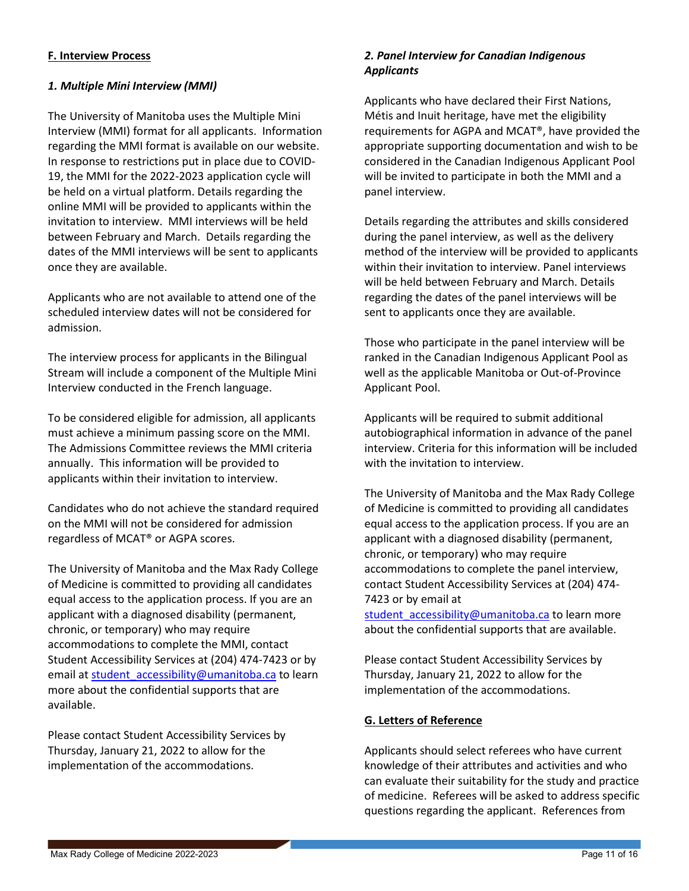## F. Interview Process

### *1. Multiple Mini Interview (MMI)*

The University of Manitoba uses the Multiple Mini Interview (MMI) format for all applicants. Information regarding the MMI format is available on our website. In response to restrictions put in place due to COVID-19, the MMI for the 2022-2023 application cycle will be held on a virtual platform. Details regarding the online MMI will be provided to applicants within the invitation to interview. MMI interviews will be held between February and March. Details regarding the dates of the MMI interviews will be sent to applicants once they are available.

Applicants who are not available to attend one of the scheduled interview dates will not be considered for admission.

The interview process for applicants in the Bilingual Stream will include a component of the Multiple Mini Interview conducted in the French language.

To be considered eligible for admission, all applicants must achieve a minimum passing score on the MMI. The Admissions Committee reviews the MMI criteria annually. This information will be provided to applicants within their invitation to interview.

Candidates who do not achieve the standard required on the MMI will not be considered for admission regardless of MCAT® or AGPA scores.

The University of Manitoba and the Max Rady College of Medicine is committed to providing all candidates equal access to the application process. If you are an applicant with a diagnosed disability (permanent, chronic, or temporary) who may require accommodations to complete the MMI, contact Student Accessibility Services at (204) 474-7423 or by email at student_accessibility@umanitoba.ca to learn more about the confidential supports that are available.

Please contact Student Accessibility Services by Thursday, January 21, 2022 to allow for the implementation of the accommodations.

### *2. Panel Interview for Canadian Indigenous Applicants*

Applicants who have declared their First Nations, Métis and Inuit heritage, have met the eligibility requirements for AGPA and MCAT®, have provided the appropriate supporting documentation and wish to be considered in the Canadian Indigenous Applicant Pool will be invited to participate in both the MMI and a panel interview.

Details regarding the attributes and skills considered during the panel interview, as well as the delivery method of the interview will be provided to applicants within their invitation to interview. Panel interviews will be held between February and March. Details regarding the dates of the panel interviews will be sent to applicants once they are available.

Those who participate in the panel interview will be ranked in the Canadian Indigenous Applicant Pool as well as the applicable Manitoba or Out-of-Province Applicant Pool.

Applicants will be required to submit additional autobiographical information in advance of the panel interview. Criteria for this information will be included with the invitation to interview.

The University of Manitoba and the Max Rady College of Medicine is committed to providing all candidates equal access to the application process. If you are an applicant with a diagnosed disability (permanent, chronic, or temporary) who may require accommodations to complete the panel interview, contact Student Accessibility Services at (204) 474-7423 or by email at student_accessibility@umanitoba.ca to learn more about the confidential supports that are available.

Please contact Student Accessibility Services by Thursday, January 21, 2022 to allow for the implementation of the accommodations.

## G. Letters of Reference

Applicants should select referees who have current knowledge of their attributes and activities and who can evaluate their suitability for the study and practice of medicine. Referees will be asked to address specific questions regarding the applicant. References from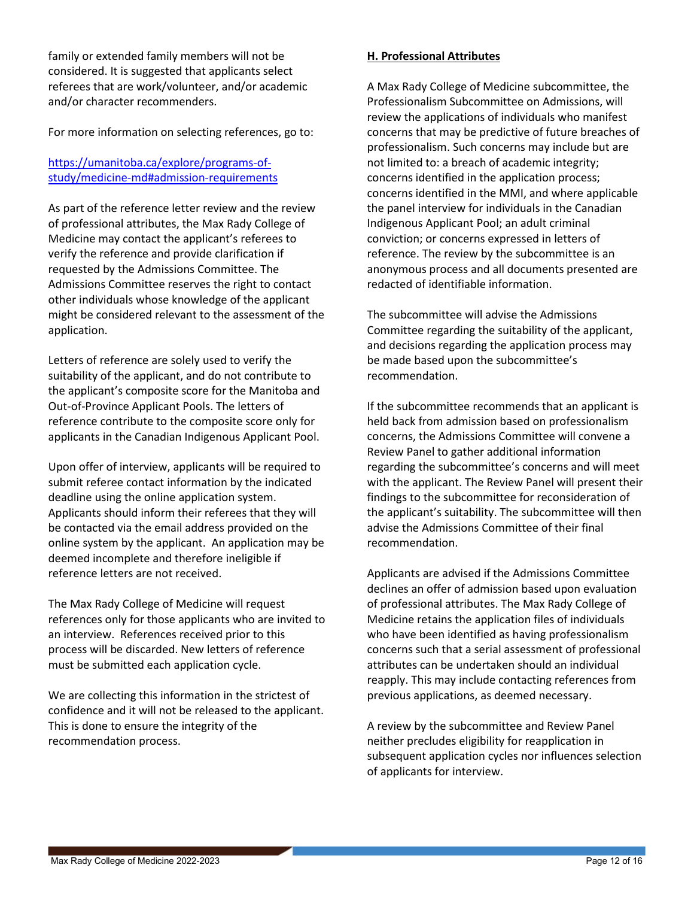family or extended family members will not be considered. It is suggested that applicants select referees that are work/volunteer, and/or academic and/or character recommenders.

For more information on selecting references, go to:

[https://umanitoba.ca/explore/programs-of-study/medicine-md#admission-requirements](https://umanitoba.ca/explore/programs-of-study/medicine-md#admission-requirements)

As part of the reference letter review and the review of professional attributes, the Max Rady College of Medicine may contact the applicant's referees to verify the reference and provide clarification if requested by the Admissions Committee. The Admissions Committee reserves the right to contact other individuals whose knowledge of the applicant might be considered relevant to the assessment of the application.

Letters of reference are solely used to verify the suitability of the applicant, and do not contribute to the applicant's composite score for the Manitoba and Out-of-Province Applicant Pools. The letters of reference contribute to the composite score only for applicants in the Canadian Indigenous Applicant Pool.

Upon offer of interview, applicants will be required to submit referee contact information by the indicated deadline using the online application system. Applicants should inform their referees that they will be contacted via the email address provided on the online system by the applicant. An application may be deemed incomplete and therefore ineligible if reference letters are not received.

The Max Rady College of Medicine will request references only for those applicants who are invited to an interview. References received prior to this process will be discarded. New letters of reference must be submitted each application cycle.

We are collecting this information in the strictest of confidence and it will not be released to the applicant. This is done to ensure the integrity of the recommendation process.

## H. Professional Attributes

A Max Rady College of Medicine subcommittee, the Professionalism Subcommittee on Admissions, will review the applications of individuals who manifest concerns that may be predictive of future breaches of professionalism. Such concerns may include but are not limited to: a breach of academic integrity; concerns identified in the application process; concerns identified in the MMI, and where applicable the panel interview for individuals in the Canadian Indigenous Applicant Pool; an adult criminal conviction; or concerns expressed in letters of reference. The review by the subcommittee is an anonymous process and all documents presented are redacted of identifiable information.

The subcommittee will advise the Admissions Committee regarding the suitability of the applicant, and decisions regarding the application process may be made based upon the subcommittee's recommendation.

If the subcommittee recommends that an applicant is held back from admission based on professionalism concerns, the Admissions Committee will convene a Review Panel to gather additional information regarding the subcommittee's concerns and will meet with the applicant. The Review Panel will present their findings to the subcommittee for reconsideration of the applicant's suitability. The subcommittee will then advise the Admissions Committee of their final recommendation.

Applicants are advised if the Admissions Committee declines an offer of admission based upon evaluation of professional attributes. The Max Rady College of Medicine retains the application files of individuals who have been identified as having professionalism concerns such that a serial assessment of professional attributes can be undertaken should an individual reapply. This may include contacting references from previous applications, as deemed necessary.

A review by the subcommittee and Review Panel neither precludes eligibility for reapplication in subsequent application cycles nor influences selection of applicants for interview.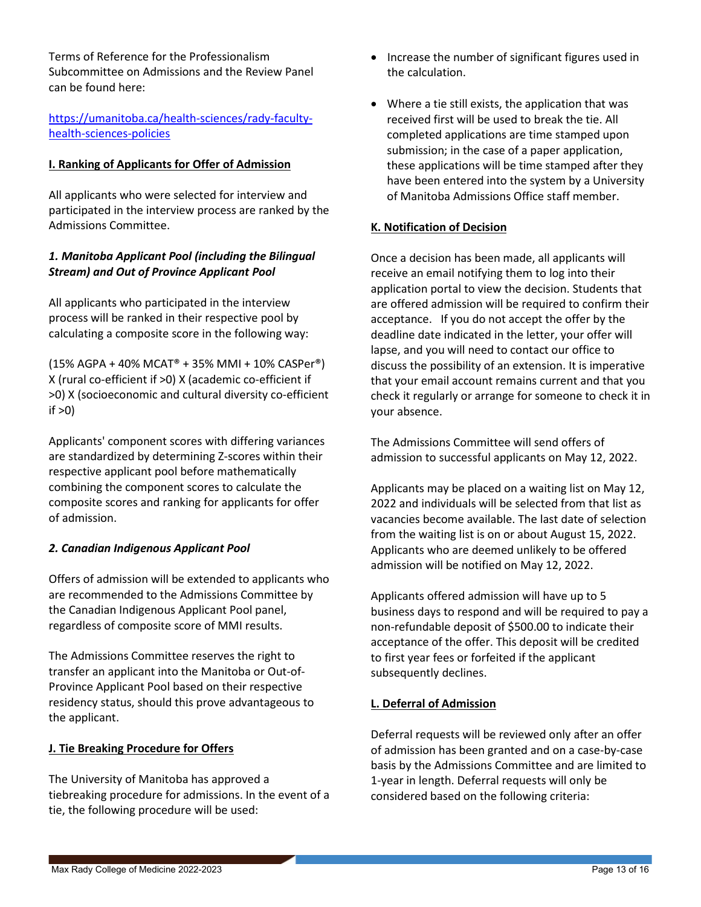Terms of Reference for the Professionalism Subcommittee on Admissions and the Review Panel can be found here:

[https://umanitoba.ca/health-sciences/rady-faculty-health-sciences-policies](https://umanitoba.ca/health-sciences/rady-faculty-health-sciences-policies)

## I. Ranking of Applicants for Offer of Admission

All applicants who were selected for interview and participated in the interview process are ranked by the Admissions Committee.

### *1. Manitoba Applicant Pool (including the Bilingual Stream) and Out of Province Applicant Pool*

All applicants who participated in the interview process will be ranked in their respective pool by calculating a composite score in the following way:

(15% AGPA + 40% MCAT® + 35% MMI + 10% CASPer®) X (rural co-efficient if >0) X (academic co-efficient if >0) X (socioeconomic and cultural diversity co-efficient if >0)

Applicants' component scores with differing variances are standardized by determining Z-scores within their respective applicant pool before mathematically combining the component scores to calculate the composite scores and ranking for applicants for offer of admission.

### *2. Canadian Indigenous Applicant Pool*

Offers of admission will be extended to applicants who are recommended to the Admissions Committee by the Canadian Indigenous Applicant Pool panel, regardless of composite score of MMI results.

The Admissions Committee reserves the right to transfer an applicant into the Manitoba or Out-of-Province Applicant Pool based on their respective residency status, should this prove advantageous to the applicant.

## J. Tie Breaking Procedure for Offers

The University of Manitoba has approved a tiebreaking procedure for admissions. In the event of a tie, the following procedure will be used:

- Increase the number of significant figures used in the calculation.
- Where a tie still exists, the application that was received first will be used to break the tie. All completed applications are time stamped upon submission; in the case of a paper application, these applications will be time stamped after they have been entered into the system by a University of Manitoba Admissions Office staff member.

## K. Notification of Decision

Once a decision has been made, all applicants will receive an email notifying them to log into their application portal to view the decision. Students that are offered admission will be required to confirm their acceptance. If you do not accept the offer by the deadline date indicated in the letter, your offer will lapse, and you will need to contact our office to discuss the possibility of an extension. It is imperative that your email account remains current and that you check it regularly or arrange for someone to check it in your absence.

The Admissions Committee will send offers of admission to successful applicants on May 12, 2022.

Applicants may be placed on a waiting list on May 12, 2022 and individuals will be selected from that list as vacancies become available. The last date of selection from the waiting list is on or about August 15, 2022. Applicants who are deemed unlikely to be offered admission will be notified on May 12, 2022.

Applicants offered admission will have up to 5 business days to respond and will be required to pay a non-refundable deposit of $500.00 to indicate their acceptance of the offer. This deposit will be credited to first year fees or forfeited if the applicant subsequently declines.

## L. Deferral of Admission

Deferral requests will be reviewed only after an offer of admission has been granted and on a case-by-case basis by the Admissions Committee and are limited to 1-year in length. Deferral requests will only be considered based on the following criteria: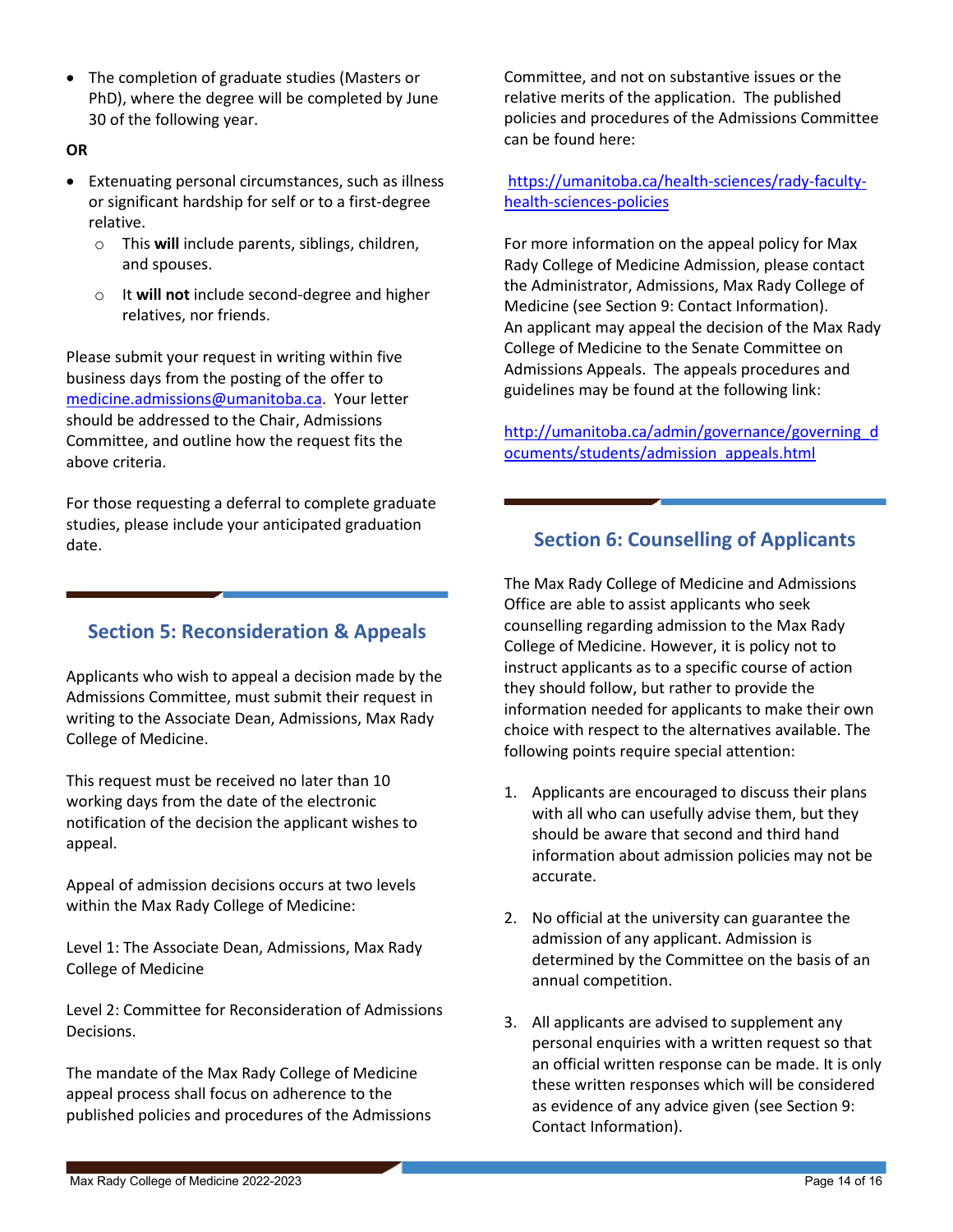- The completion of graduate studies (Masters or PhD), where the degree will be completed by June 30 of the following year.

**OR**

- Extenuating personal circumstances, such as illness or significant hardship for self or to a first-degree relative.
  - This **will** include parents, siblings, children, and spouses.
  - It **will not** include second-degree and higher relatives, nor friends.

Please submit your request in writing within five business days from the posting of the offer to medicine.admissions@umanitoba.ca. Your letter should be addressed to the Chair, Admissions Committee, and outline how the request fits the above criteria.

For those requesting a deferral to complete graduate studies, please include your anticipated graduation date.

## Section 5: Reconsideration & Appeals

Applicants who wish to appeal a decision made by the Admissions Committee, must submit their request in writing to the Associate Dean, Admissions, Max Rady College of Medicine.

This request must be received no later than 10 working days from the date of the electronic notification of the decision the applicant wishes to appeal.

Appeal of admission decisions occurs at two levels within the Max Rady College of Medicine:

Level 1: The Associate Dean, Admissions, Max Rady College of Medicine

Level 2: Committee for Reconsideration of Admissions Decisions.

The mandate of the Max Rady College of Medicine appeal process shall focus on adherence to the published policies and procedures of the Admissions Committee, and not on substantive issues or the relative merits of the application. The published policies and procedures of the Admissions Committee can be found here:

https://umanitoba.ca/health-sciences/rady-faculty-health-sciences-policies

For more information on the appeal policy for Max Rady College of Medicine Admission, please contact the Administrator, Admissions, Max Rady College of Medicine (see Section 9: Contact Information). An applicant may appeal the decision of the Max Rady College of Medicine to the Senate Committee on Admissions Appeals. The appeals procedures and guidelines may be found at the following link:

http://umanitoba.ca/admin/governance/governing_documents/students/admission_appeals.html

## Section 6: Counselling of Applicants

The Max Rady College of Medicine and Admissions Office are able to assist applicants who seek counselling regarding admission to the Max Rady College of Medicine. However, it is policy not to instruct applicants as to a specific course of action they should follow, but rather to provide the information needed for applicants to make their own choice with respect to the alternatives available. The following points require special attention:

1. Applicants are encouraged to discuss their plans with all who can usefully advise them, but they should be aware that second and third hand information about admission policies may not be accurate.

2. No official at the university can guarantee the admission of any applicant. Admission is determined by the Committee on the basis of an annual competition.

3. All applicants are advised to supplement any personal enquiries with a written request so that an official written response can be made. It is only these written responses which will be considered as evidence of any advice given (see Section 9: Contact Information).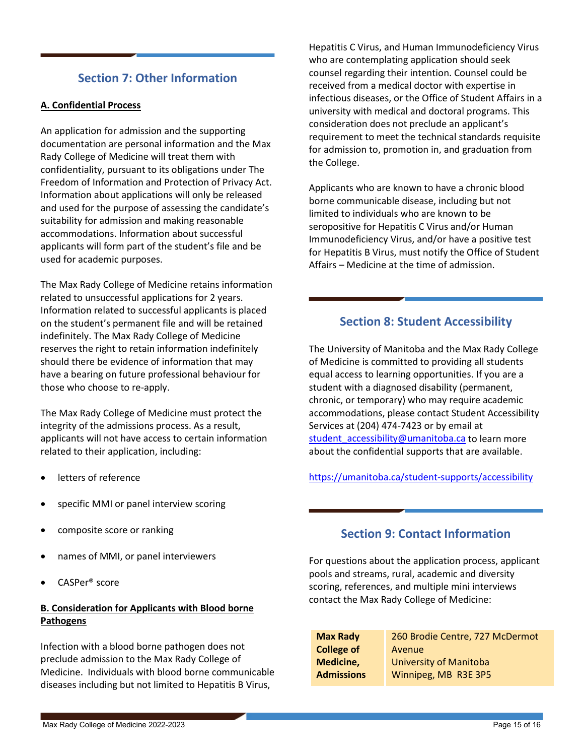## Section 7: Other Information

### A. Confidential Process

An application for admission and the supporting documentation are personal information and the Max Rady College of Medicine will treat them with confidentiality, pursuant to its obligations under The Freedom of Information and Protection of Privacy Act. Information about applications will only be released and used for the purpose of assessing the candidate's suitability for admission and making reasonable accommodations. Information about successful applicants will form part of the student's file and be used for academic purposes.

The Max Rady College of Medicine retains information related to unsuccessful applications for 2 years. Information related to successful applicants is placed on the student's permanent file and will be retained indefinitely. The Max Rady College of Medicine reserves the right to retain information indefinitely should there be evidence of information that may have a bearing on future professional behaviour for those who choose to re-apply.

The Max Rady College of Medicine must protect the integrity of the admissions process. As a result, applicants will not have access to certain information related to their application, including:

- letters of reference
- specific MMI or panel interview scoring
- composite score or ranking
- names of MMI, or panel interviewers
- CASPer® score

### B. Consideration for Applicants with Blood borne Pathogens

Infection with a blood borne pathogen does not preclude admission to the Max Rady College of Medicine. Individuals with blood borne communicable diseases including but not limited to Hepatitis B Virus, Hepatitis C Virus, and Human Immunodeficiency Virus who are contemplating application should seek counsel regarding their intention. Counsel could be received from a medical doctor with expertise in infectious diseases, or the Office of Student Affairs in a university with medical and doctoral programs. This consideration does not preclude an applicant's requirement to meet the technical standards requisite for admission to, promotion in, and graduation from the College.

Applicants who are known to have a chronic blood borne communicable disease, including but not limited to individuals who are known to be seropositive for Hepatitis C Virus and/or Human Immunodeficiency Virus, and/or have a positive test for Hepatitis B Virus, must notify the Office of Student Affairs – Medicine at the time of admission.

## Section 8: Student Accessibility

The University of Manitoba and the Max Rady College of Medicine is committed to providing all students equal access to learning opportunities. If you are a student with a diagnosed disability (permanent, chronic, or temporary) who may require academic accommodations, please contact Student Accessibility Services at (204) 474-7423 or by email at student_accessibility@umanitoba.ca to learn more about the confidential supports that are available.

https://umanitoba.ca/student-supports/accessibility

## Section 9: Contact Information

For questions about the application process, applicant pools and streams, rural, academic and diversity scoring, references, and multiple mini interviews contact the Max Rady College of Medicine:

| **Max Rady College of Medicine, Admissions** | 260 Brodie Centre, 727 McDermot Avenue<br>University of Manitoba<br>Winnipeg, MB R3E 3P5 |
|---|---|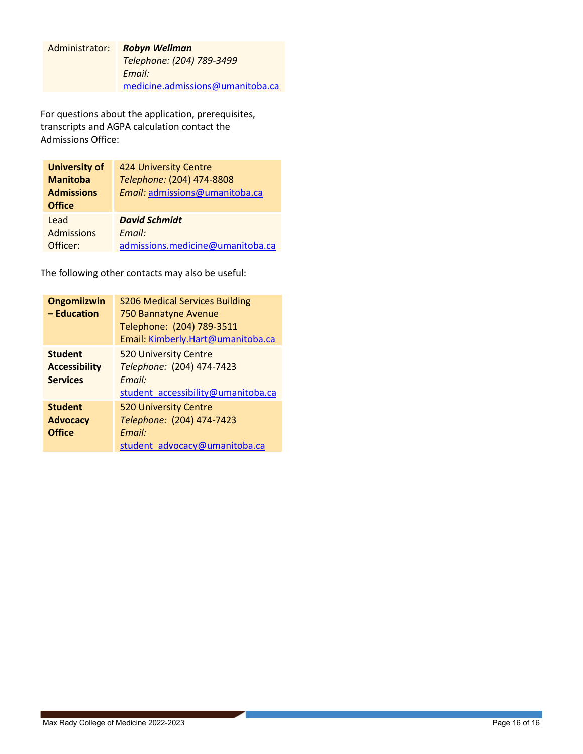| | |
|---|---|
| Administrator: | ***Robyn Wellman***<br>*Telephone: (204) 789-3499*<br>*Email:*<br>medicine.admissions@umanitoba.ca |

For questions about the application, prerequisites, transcripts and AGPA calculation contact the Admissions Office:

| | |
|---|---|
| **University of Manitoba Admissions Office** | 424 University Centre<br>*Telephone:* (204) 474-8808<br>*Email:* admissions@umanitoba.ca |
| Lead Admissions Officer: | ***David Schmidt***<br>*Email:*<br>admissions.medicine@umanitoba.ca |

The following other contacts may also be useful:

| | |
|---|---|
| **Ongomiizwin – Education** | S206 Medical Services Building<br>750 Bannatyne Avenue<br>Telephone: (204) 789-3511<br>Email: Kimberly.Hart@umanitoba.ca |
| **Student Accessibility Services** | 520 University Centre<br>*Telephone:* (204) 474-7423<br>*Email:*<br>student_accessibility@umanitoba.ca |
| **Student Advocacy Office** | 520 University Centre<br>*Telephone:* (204) 474-7423<br>*Email:*<br>student_advocacy@umanitoba.ca |